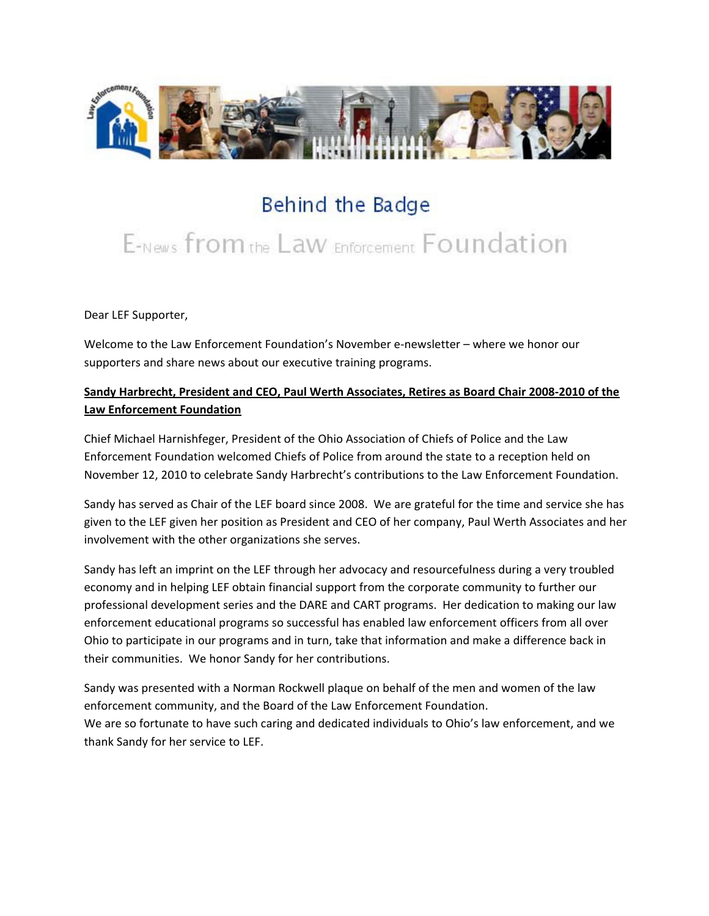# Behind the Badge

## E-News from the Law Enforcement Foundation

Dear LEF Supporter,

Welcome to the Law Enforcement Foundation's November e-newsletter – where we honor our supporters and share news about our executive training programs.

**Sandy Harbrecht, President and CEO, Paul Werth Associates, Retires as Board Chair 2008-2010 of the Law Enforcement Foundation**

Chief Michael Harnishfeger, President of the Ohio Association of Chiefs of Police and the Law Enforcement Foundation welcomed Chiefs of Police from around the state to a reception held on November 12, 2010 to celebrate Sandy Harbrecht's contributions to the Law Enforcement Foundation.

Sandy has served as Chair of the LEF board since 2008. We are grateful for the time and service she has given to the LEF given her position as President and CEO of her company, Paul Werth Associates and her involvement with the other organizations she serves.

Sandy has left an imprint on the LEF through her advocacy and resourcefulness during a very troubled economy and in helping LEF obtain financial support from the corporate community to further our professional development series and the DARE and CART programs. Her dedication to making our law enforcement educational programs so successful has enabled law enforcement officers from all over Ohio to participate in our programs and in turn, take that information and make a difference back in their communities. We honor Sandy for her contributions.

Sandy was presented with a Norman Rockwell plaque on behalf of the men and women of the law enforcement community, and the Board of the Law Enforcement Foundation.
We are so fortunate to have such caring and dedicated individuals to Ohio's law enforcement, and we thank Sandy for her service to LEF.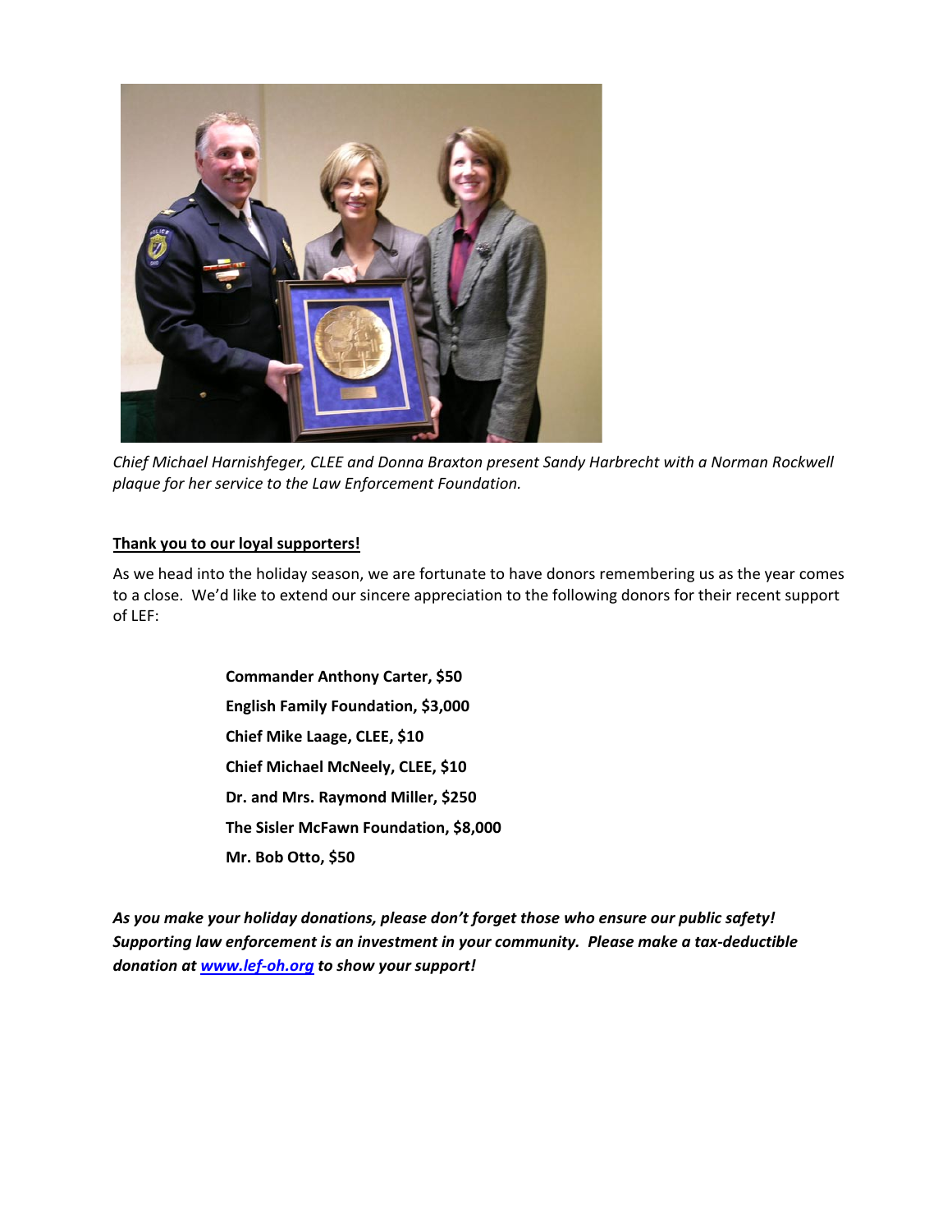*Chief Michael Harnishfeger, CLEE and Donna Braxton present Sandy Harbrecht with a Norman Rockwell plaque for her service to the Law Enforcement Foundation.*

**Thank you to our loyal supporters!**

As we head into the holiday season, we are fortunate to have donors remembering us as the year comes to a close. We'd like to extend our sincere appreciation to the following donors for their recent support of LEF:

**Commander Anthony Carter, $50**

**English Family Foundation, $3,000**

**Chief Mike Laage, CLEE, $10**

**Chief Michael McNeely, CLEE, $10**

**Dr. and Mrs. Raymond Miller, $250**

**The Sisler McFawn Foundation, $8,000**

**Mr. Bob Otto, $50**

***As you make your holiday donations, please don't forget those who ensure our public safety! Supporting law enforcement is an investment in your community. Please make a tax-deductible donation at [www.lef-oh.org](www.lef-oh.org) to show your support!***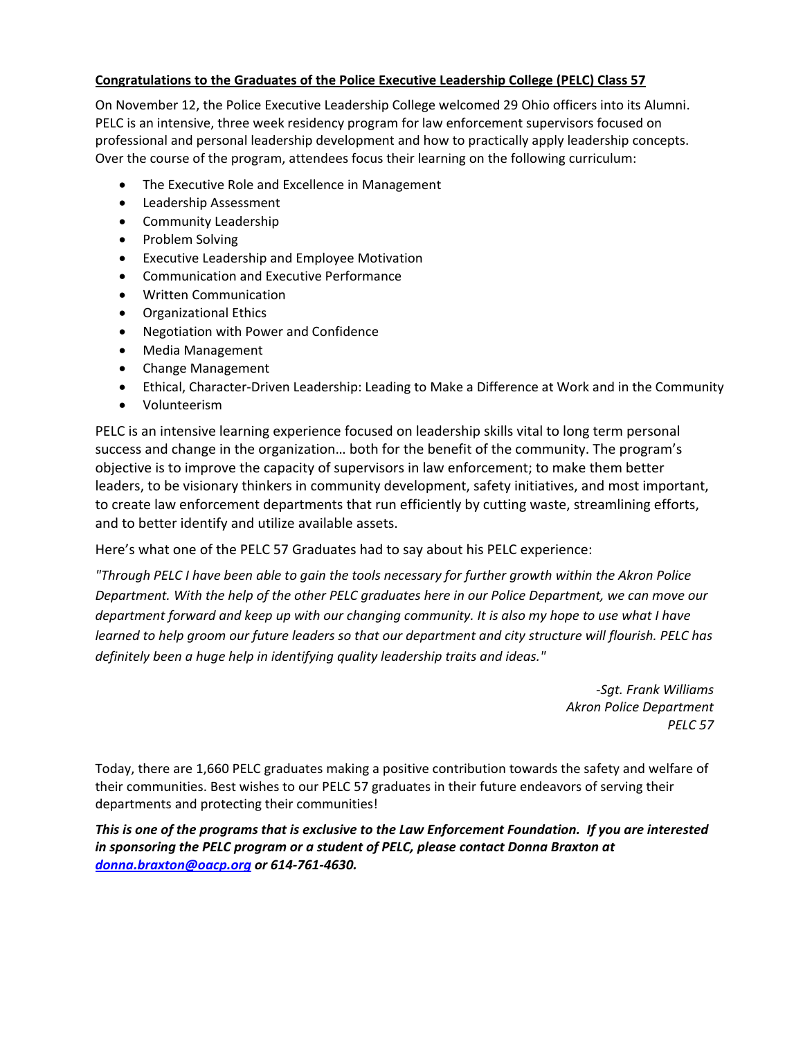**Congratulations to the Graduates of the Police Executive Leadership College (PELC) Class 57**

On November 12, the Police Executive Leadership College welcomed 29 Ohio officers into its Alumni. PELC is an intensive, three week residency program for law enforcement supervisors focused on professional and personal leadership development and how to practically apply leadership concepts. Over the course of the program, attendees focus their learning on the following curriculum:

- The Executive Role and Excellence in Management
- Leadership Assessment
- Community Leadership
- Problem Solving
- Executive Leadership and Employee Motivation
- Communication and Executive Performance
- Written Communication
- Organizational Ethics
- Negotiation with Power and Confidence
- Media Management
- Change Management
- Ethical, Character-Driven Leadership: Leading to Make a Difference at Work and in the Community
- Volunteerism

PELC is an intensive learning experience focused on leadership skills vital to long term personal success and change in the organization… both for the benefit of the community. The program's objective is to improve the capacity of supervisors in law enforcement; to make them better leaders, to be visionary thinkers in community development, safety initiatives, and most important, to create law enforcement departments that run efficiently by cutting waste, streamlining efforts, and to better identify and utilize available assets.

Here's what one of the PELC 57 Graduates had to say about his PELC experience:

*"Through PELC I have been able to gain the tools necessary for further growth within the Akron Police Department. With the help of the other PELC graduates here in our Police Department, we can move our department forward and keep up with our changing community. It is also my hope to use what I have learned to help groom our future leaders so that our department and city structure will flourish. PELC has definitely been a huge help in identifying quality leadership traits and ideas."*

*-Sgt. Frank Williams*
*Akron Police Department*
*PELC 57*

Today, there are 1,660 PELC graduates making a positive contribution towards the safety and welfare of their communities. Best wishes to our PELC 57 graduates in their future endeavors of serving their departments and protecting their communities!

***This is one of the programs that is exclusive to the Law Enforcement Foundation. If you are interested in sponsoring the PELC program or a student of PELC, please contact Donna Braxton at donna.braxton@oacp.org or 614-761-4630.***